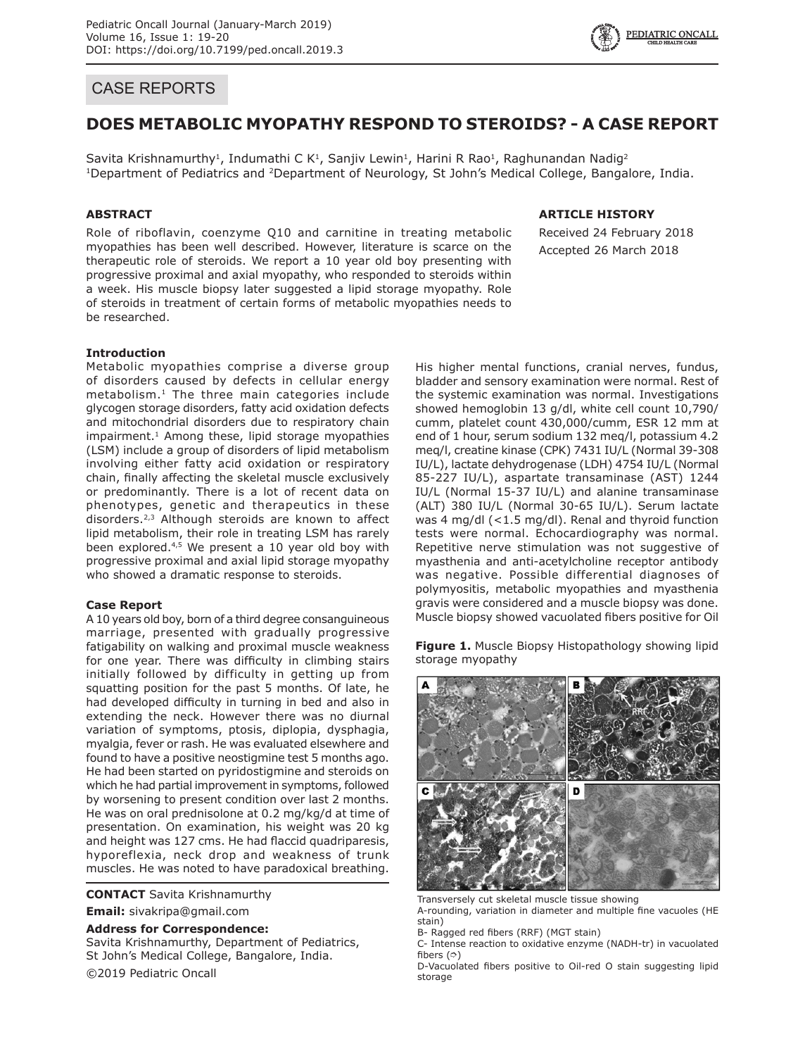## CASE REPORTS

# DOES METABOLIC MYOPATHY RESPOND TO STEROIDS? - A CASE REPORT

Savita Krishnamurthy[1], Indumathi C K[1], Sanjiv Lewin[1], Harini R Rao[1], Raghunandan Nadig[2]

[1]Department of Pediatrics and [2]Department of Neurology, St John's Medical College, Bangalore, India.

### ABSTRACT

Role of riboflavin, coenzyme Q10 and carnitine in treating metabolic myopathies has been well described. However, literature is scarce on the therapeutic role of steroids. We report a 10 year old boy presenting with progressive proximal and axial myopathy, who responded to steroids within a week. His muscle biopsy later suggested a lipid storage myopathy. Role of steroids in treatment of certain forms of metabolic myopathies needs to be researched.

### ARTICLE HISTORY

Received 24 February 2018

Accepted 26 March 2018

### Introduction

Metabolic myopathies comprise a diverse group of disorders caused by defects in cellular energy metabolism.[1] The three main categories include glycogen storage disorders, fatty acid oxidation defects and mitochondrial disorders due to respiratory chain impairment.[1] Among these, lipid storage myopathies (LSM) include a group of disorders of lipid metabolism involving either fatty acid oxidation or respiratory chain, finally affecting the skeletal muscle exclusively or predominantly. There is a lot of recent data on phenotypes, genetic and therapeutics in these disorders.[2,3] Although steroids are known to affect lipid metabolism, their role in treating LSM has rarely been explored.[4,5] We present a 10 year old boy with progressive proximal and axial lipid storage myopathy who showed a dramatic response to steroids.

### Case Report

A 10 years old boy, born of a third degree consanguineous marriage, presented with gradually progressive fatigability on walking and proximal muscle weakness for one year. There was difficulty in climbing stairs initially followed by difficulty in getting up from squatting position for the past 5 months. Of late, he had developed difficulty in turning in bed and also in extending the neck. However there was no diurnal variation of symptoms, ptosis, diplopia, dysphagia, myalgia, fever or rash. He was evaluated elsewhere and found to have a positive neostigmine test 5 months ago. He had been started on pyridostigmine and steroids on which he had partial improvement in symptoms, followed by worsening to present condition over last 2 months. He was on oral prednisolone at 0.2 mg/kg/d at time of presentation. On examination, his weight was 20 kg and height was 127 cms. He had flaccid quadriparesis, hyporeflexia, neck drop and weakness of trunk muscles. He was noted to have paradoxical breathing. His higher mental functions, cranial nerves, fundus, bladder and sensory examination were normal. Rest of the systemic examination was normal. Investigations showed hemoglobin 13 g/dl, white cell count 10,790/cumm, platelet count 430,000/cumm, ESR 12 mm at end of 1 hour, serum sodium 132 meq/l, potassium 4.2 meq/l, creatine kinase (CPK) 7431 IU/L (Normal 39-308 IU/L), lactate dehydrogenase (LDH) 4754 IU/L (Normal 85-227 IU/L), aspartate transaminase (AST) 1244 IU/L (Normal 15-37 IU/L) and alanine transaminase (ALT) 380 IU/L (Normal 30-65 IU/L). Serum lactate was 4 mg/dl (<1.5 mg/dl). Renal and thyroid function tests were normal. Echocardiography was normal. Repetitive nerve stimulation was not suggestive of myasthenia and anti-acetylcholine receptor antibody was negative. Possible differential diagnoses of polymyositis, metabolic myopathies and myasthenia gravis were considered and a muscle biopsy was done. Muscle biopsy showed vacuolated fibers positive for Oil

**Figure 1.** Muscle Biopsy Histopathology showing lipid storage myopathy

Transversely cut skeletal muscle tissue showing

A-rounding, variation in diameter and multiple fine vacuoles (HE stain)

B- Ragged red fibers (RRF) (MGT stain)

C- Intense reaction to oxidative enzyme (NADH-tr) in vacuolated fibers (⇨)

D-Vacuolated fibers positive to Oil-red O stain suggesting lipid storage

**CONTACT** Savita Krishnamurthy

**Email:** sivakripa@gmail.com

**Address for Correspondence:**

Savita Krishnamurthy, Department of Pediatrics, St John's Medical College, Bangalore, India.

©2019 Pediatric Oncall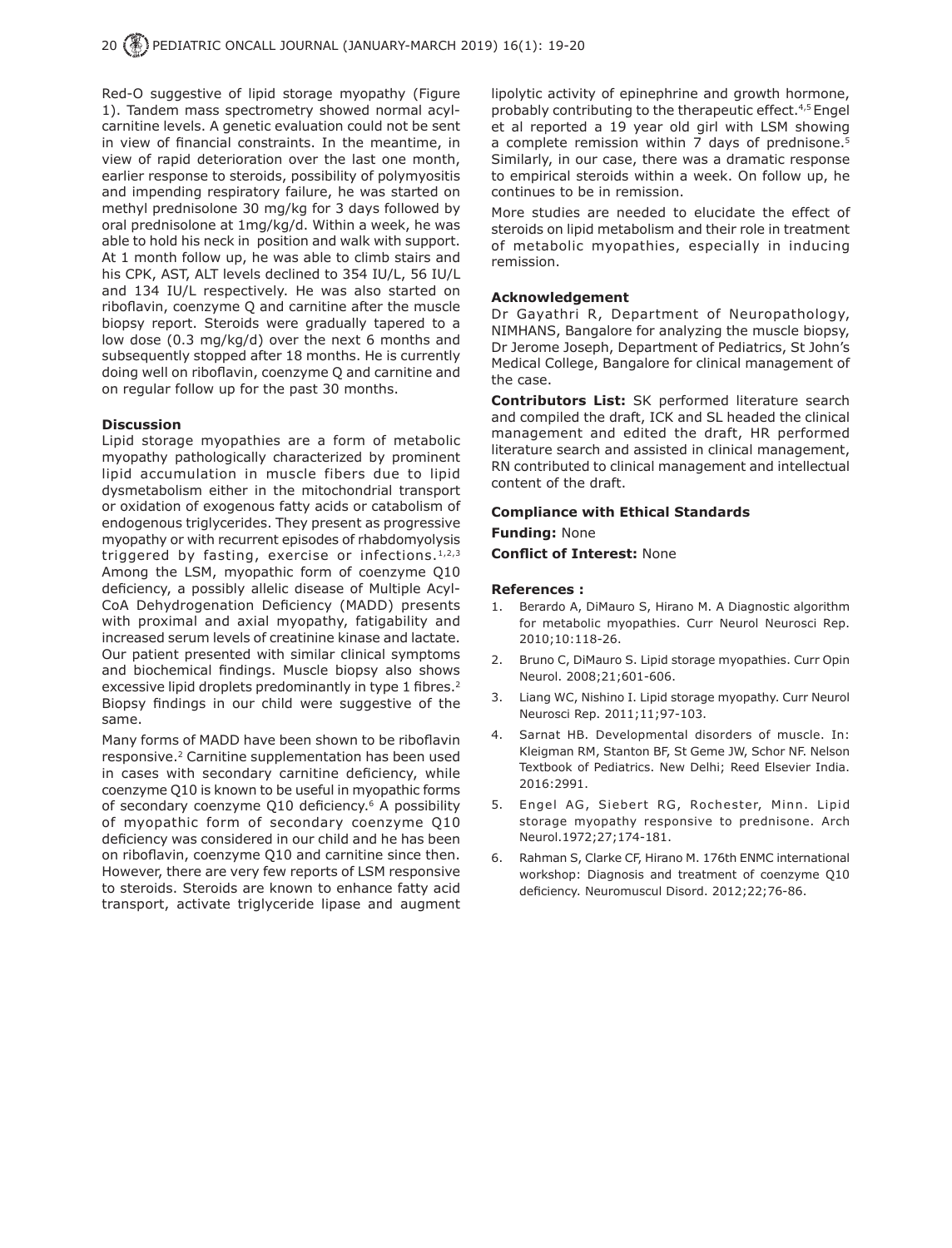Red-O suggestive of lipid storage myopathy (Figure 1). Tandem mass spectrometry showed normal acyl-carnitine levels. A genetic evaluation could not be sent in view of financial constraints. In the meantime, in view of rapid deterioration over the last one month, earlier response to steroids, possibility of polymyositis and impending respiratory failure, he was started on methyl prednisolone 30 mg/kg for 3 days followed by oral prednisolone at 1mg/kg/d. Within a week, he was able to hold his neck in position and walk with support. At 1 month follow up, he was able to climb stairs and his CPK, AST, ALT levels declined to 354 IU/L, 56 IU/L and 134 IU/L respectively. He was also started on riboflavin, coenzyme Q and carnitine after the muscle biopsy report. Steroids were gradually tapered to a low dose (0.3 mg/kg/d) over the next 6 months and subsequently stopped after 18 months. He is currently doing well on riboflavin, coenzyme Q and carnitine and on regular follow up for the past 30 months.

## Discussion

Lipid storage myopathies are a form of metabolic myopathy pathologically characterized by prominent lipid accumulation in muscle fibers due to lipid dysmetabolism either in the mitochondrial transport or oxidation of exogenous fatty acids or catabolism of endogenous triglycerides. They present as progressive myopathy or with recurrent episodes of rhabdomyolysis triggered by fasting, exercise or infections.[1,2,3] Among the LSM, myopathic form of coenzyme Q10 deficiency, a possibly allelic disease of Multiple Acyl-CoA Dehydrogenation Deficiency (MADD) presents with proximal and axial myopathy, fatigability and increased serum levels of creatinine kinase and lactate. Our patient presented with similar clinical symptoms and biochemical findings. Muscle biopsy also shows excessive lipid droplets predominantly in type 1 fibres.[2] Biopsy findings in our child were suggestive of the same.

Many forms of MADD have been shown to be riboflavin responsive.[2] Carnitine supplementation has been used in cases with secondary carnitine deficiency, while coenzyme Q10 is known to be useful in myopathic forms of secondary coenzyme Q10 deficiency.[6] A possibility of myopathic form of secondary coenzyme Q10 deficiency was considered in our child and he has been on riboflavin, coenzyme Q10 and carnitine since then. However, there are very few reports of LSM responsive to steroids. Steroids are known to enhance fatty acid transport, activate triglyceride lipase and augment lipolytic activity of epinephrine and growth hormone, probably contributing to the therapeutic effect.[4,5] Engel et al reported a 19 year old girl with LSM showing a complete remission within 7 days of prednisone.[5] Similarly, in our case, there was a dramatic response to empirical steroids within a week. On follow up, he continues to be in remission.

More studies are needed to elucidate the effect of steroids on lipid metabolism and their role in treatment of metabolic myopathies, especially in inducing remission.

## Acknowledgement

Dr Gayathri R, Department of Neuropathology, NIMHANS, Bangalore for analyzing the muscle biopsy, Dr Jerome Joseph, Department of Pediatrics, St John's Medical College, Bangalore for clinical management of the case.

**Contributors List:** SK performed literature search and compiled the draft, ICK and SL headed the clinical management and edited the draft, HR performed literature search and assisted in clinical management, RN contributed to clinical management and intellectual content of the draft.

## Compliance with Ethical Standards

**Funding:** None

**Conflict of Interest:** None

## References :

1. Berardo A, DiMauro S, Hirano M. A Diagnostic algorithm for metabolic myopathies. Curr Neurol Neurosci Rep. 2010;10:118-26.
2. Bruno C, DiMauro S. Lipid storage myopathies. Curr Opin Neurol. 2008;21;601-606.
3. Liang WC, Nishino I. Lipid storage myopathy. Curr Neurol Neurosci Rep. 2011;11;97-103.
4. Sarnat HB. Developmental disorders of muscle. In: Kleigman RM, Stanton BF, St Geme JW, Schor NF. Nelson Textbook of Pediatrics. New Delhi; Reed Elsevier India. 2016:2991.
5. Engel AG, Siebert RG, Rochester, Minn. Lipid storage myopathy responsive to prednisone. Arch Neurol.1972;27;174-181.
6. Rahman S, Clarke CF, Hirano M. 176th ENMC international workshop: Diagnosis and treatment of coenzyme Q10 deficiency. Neuromuscul Disord. 2012;22;76-86.